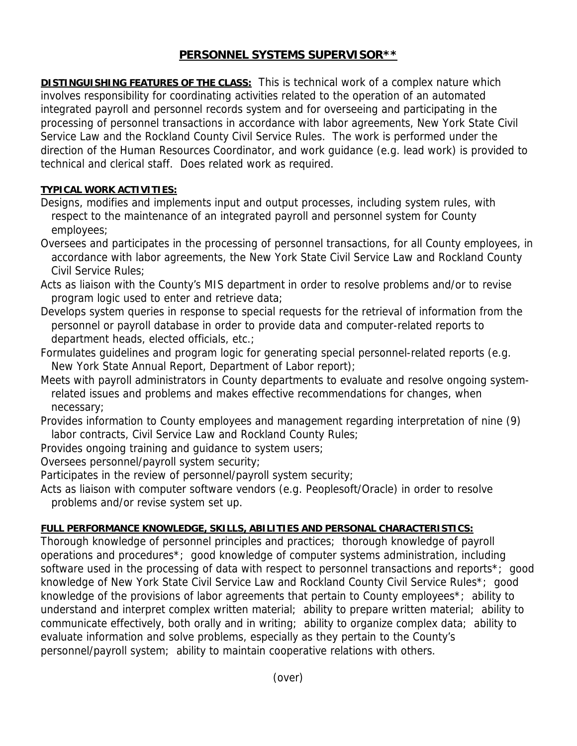# PERSONNEL SYSTEMS SUPERVISOR**

**DISTINGUISHING FEATURES OF THE CLASS:** This is technical work of a complex nature which involves responsibility for coordinating activities related to the operation of an automated integrated payroll and personnel records system and for overseeing and participating in the processing of personnel transactions in accordance with labor agreements, New York State Civil Service Law and the Rockland County Civil Service Rules. The work is performed under the direction of the Human Resources Coordinator, and work guidance (e.g. lead work) is provided to technical and clerical staff. Does related work as required.

**TYPICAL WORK ACTIVITIES:**

Designs, modifies and implements input and output processes, including system rules, with respect to the maintenance of an integrated payroll and personnel system for County employees;

Oversees and participates in the processing of personnel transactions, for all County employees, in accordance with labor agreements, the New York State Civil Service Law and Rockland County Civil Service Rules;

Acts as liaison with the County's MIS department in order to resolve problems and/or to revise program logic used to enter and retrieve data;

Develops system queries in response to special requests for the retrieval of information from the personnel or payroll database in order to provide data and computer-related reports to department heads, elected officials, etc.;

Formulates guidelines and program logic for generating special personnel-related reports (e.g. New York State Annual Report, Department of Labor report);

Meets with payroll administrators in County departments to evaluate and resolve ongoing system-related issues and problems and makes effective recommendations for changes, when necessary;

Provides information to County employees and management regarding interpretation of nine (9) labor contracts, Civil Service Law and Rockland County Rules;

Provides ongoing training and guidance to system users;

Oversees personnel/payroll system security;

Participates in the review of personnel/payroll system security;

Acts as liaison with computer software vendors (e.g. Peoplesoft/Oracle) in order to resolve problems and/or revise system set up.

**FULL PERFORMANCE KNOWLEDGE, SKILLS, ABILITIES AND PERSONAL CHARACTERISTICS:**

Thorough knowledge of personnel principles and practices; thorough knowledge of payroll operations and procedures*; good knowledge of computer systems administration, including software used in the processing of data with respect to personnel transactions and reports*; good knowledge of New York State Civil Service Law and Rockland County Civil Service Rules*; good knowledge of the provisions of labor agreements that pertain to County employees*; ability to understand and interpret complex written material; ability to prepare written material; ability to communicate effectively, both orally and in writing; ability to organize complex data; ability to evaluate information and solve problems, especially as they pertain to the County's personnel/payroll system; ability to maintain cooperative relations with others.

(over)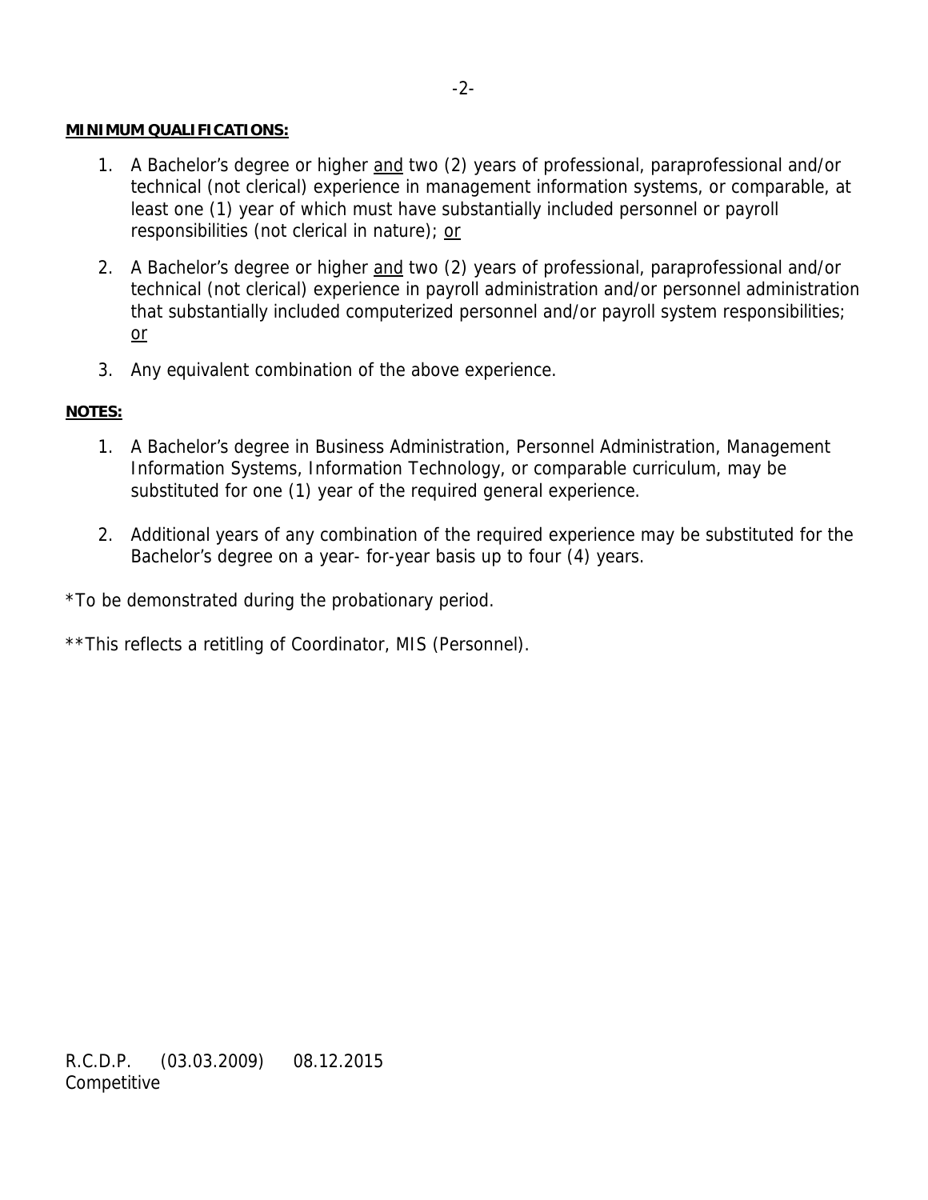**MINIMUM QUALIFICATIONS:**

1. A Bachelor's degree or higher and two (2) years of professional, paraprofessional and/or technical (not clerical) experience in management information systems, or comparable, at least one (1) year of which must have substantially included personnel or payroll responsibilities (not clerical in nature); or

2. A Bachelor's degree or higher and two (2) years of professional, paraprofessional and/or technical (not clerical) experience in payroll administration and/or personnel administration that substantially included computerized personnel and/or payroll system responsibilities; or

3. Any equivalent combination of the above experience.

**NOTES:**

1. A Bachelor's degree in Business Administration, Personnel Administration, Management Information Systems, Information Technology, or comparable curriculum, may be substituted for one (1) year of the required general experience.

2. Additional years of any combination of the required experience may be substituted for the Bachelor's degree on a year- for-year basis up to four (4) years.

*To be demonstrated during the probationary period.

**This reflects a retitling of Coordinator, MIS (Personnel).

R.C.D.P. (03.03.2009) 08.12.2015
Competitive